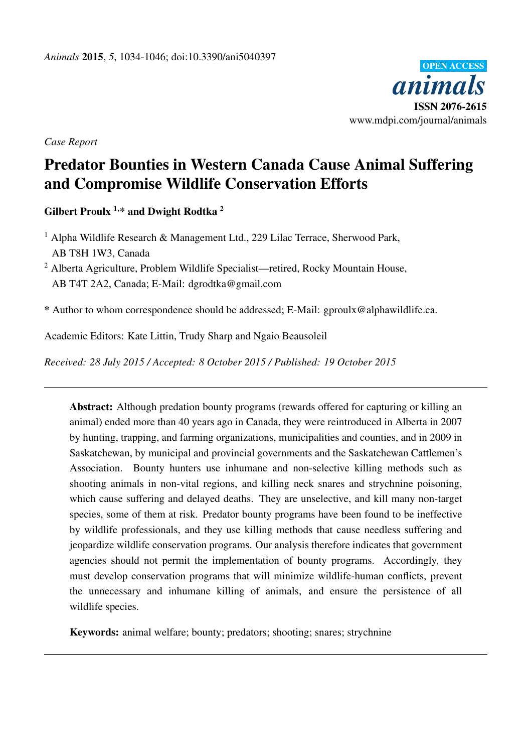*Case Report*

# Predator Bounties in Western Canada Cause Animal Suffering and Compromise Wildlife Conservation Efforts

**Gilbert Proulx [1,*] and Dwight Rodtka [2]**

[1] Alpha Wildlife Research & Management Ltd., 229 Lilac Terrace, Sherwood Park, AB T8H 1W3, Canada

[2] Alberta Agriculture, Problem Wildlife Specialist—retired, Rocky Mountain House, AB T4T 2A2, Canada; E-Mail: dgrodtka@gmail.com

* Author to whom correspondence should be addressed; E-Mail: gproulx@alphawildlife.ca.

Academic Editors: Kate Littin, Trudy Sharp and Ngaio Beausoleil

*Received: 28 July 2015 / Accepted: 8 October 2015 / Published: 19 October 2015*

---

**Abstract:** Although predation bounty programs (rewards offered for capturing or killing an animal) ended more than 40 years ago in Canada, they were reintroduced in Alberta in 2007 by hunting, trapping, and farming organizations, municipalities and counties, and in 2009 in Saskatchewan, by municipal and provincial governments and the Saskatchewan Cattlemen's Association. Bounty hunters use inhumane and non-selective killing methods such as shooting animals in non-vital regions, and killing neck snares and strychnine poisoning, which cause suffering and delayed deaths. They are unselective, and kill many non-target species, some of them at risk. Predator bounty programs have been found to be ineffective by wildlife professionals, and they use killing methods that cause needless suffering and jeopardize wildlife conservation programs. Our analysis therefore indicates that government agencies should not permit the implementation of bounty programs. Accordingly, they must develop conservation programs that will minimize wildlife-human conflicts, prevent the unnecessary and inhumane killing of animals, and ensure the persistence of all wildlife species.

**Keywords:** animal welfare; bounty; predators; shooting; snares; strychnine

---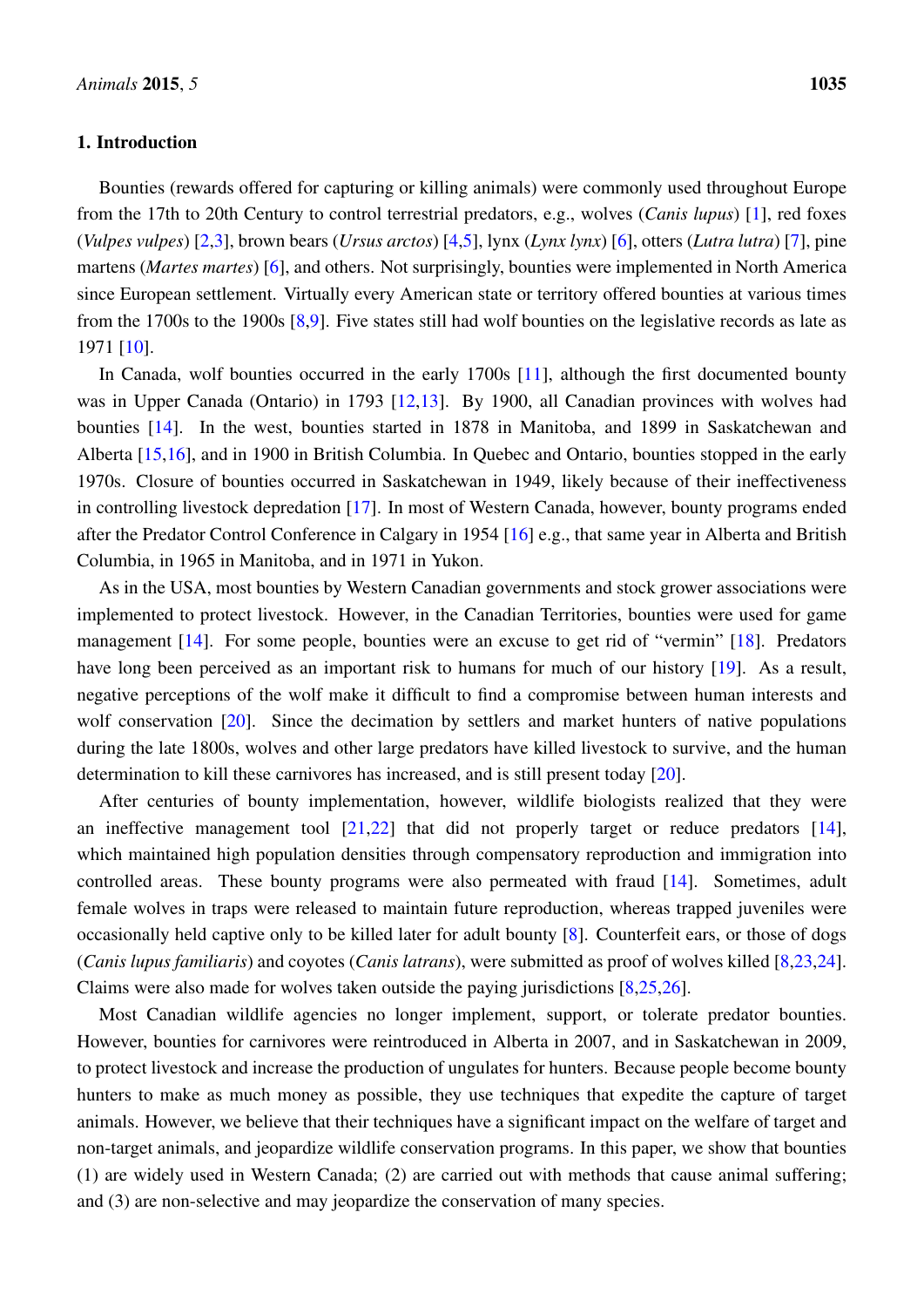## 1. Introduction

Bounties (rewards offered for capturing or killing animals) were commonly used throughout Europe from the 17th to 20th Century to control terrestrial predators, e.g., wolves (*Canis lupus*) [1], red foxes (*Vulpes vulpes*) [2,3], brown bears (*Ursus arctos*) [4,5], lynx (*Lynx lynx*) [6], otters (*Lutra lutra*) [7], pine martens (*Martes martes*) [6], and others. Not surprisingly, bounties were implemented in North America since European settlement. Virtually every American state or territory offered bounties at various times from the 1700s to the 1900s [8,9]. Five states still had wolf bounties on the legislative records as late as 1971 [10].

In Canada, wolf bounties occurred in the early 1700s [11], although the first documented bounty was in Upper Canada (Ontario) in 1793 [12,13]. By 1900, all Canadian provinces with wolves had bounties [14]. In the west, bounties started in 1878 in Manitoba, and 1899 in Saskatchewan and Alberta [15,16], and in 1900 in British Columbia. In Quebec and Ontario, bounties stopped in the early 1970s. Closure of bounties occurred in Saskatchewan in 1949, likely because of their ineffectiveness in controlling livestock depredation [17]. In most of Western Canada, however, bounty programs ended after the Predator Control Conference in Calgary in 1954 [16] e.g., that same year in Alberta and British Columbia, in 1965 in Manitoba, and in 1971 in Yukon.

As in the USA, most bounties by Western Canadian governments and stock grower associations were implemented to protect livestock. However, in the Canadian Territories, bounties were used for game management [14]. For some people, bounties were an excuse to get rid of "vermin" [18]. Predators have long been perceived as an important risk to humans for much of our history [19]. As a result, negative perceptions of the wolf make it difficult to find a compromise between human interests and wolf conservation [20]. Since the decimation by settlers and market hunters of native populations during the late 1800s, wolves and other large predators have killed livestock to survive, and the human determination to kill these carnivores has increased, and is still present today [20].

After centuries of bounty implementation, however, wildlife biologists realized that they were an ineffective management tool [21,22] that did not properly target or reduce predators [14], which maintained high population densities through compensatory reproduction and immigration into controlled areas. These bounty programs were also permeated with fraud [14]. Sometimes, adult female wolves in traps were released to maintain future reproduction, whereas trapped juveniles were occasionally held captive only to be killed later for adult bounty [8]. Counterfeit ears, or those of dogs (*Canis lupus familiaris*) and coyotes (*Canis latrans*), were submitted as proof of wolves killed [8,23,24]. Claims were also made for wolves taken outside the paying jurisdictions [8,25,26].

Most Canadian wildlife agencies no longer implement, support, or tolerate predator bounties. However, bounties for carnivores were reintroduced in Alberta in 2007, and in Saskatchewan in 2009, to protect livestock and increase the production of ungulates for hunters. Because people become bounty hunters to make as much money as possible, they use techniques that expedite the capture of target animals. However, we believe that their techniques have a significant impact on the welfare of target and non-target animals, and jeopardize wildlife conservation programs. In this paper, we show that bounties (1) are widely used in Western Canada; (2) are carried out with methods that cause animal suffering; and (3) are non-selective and may jeopardize the conservation of many species.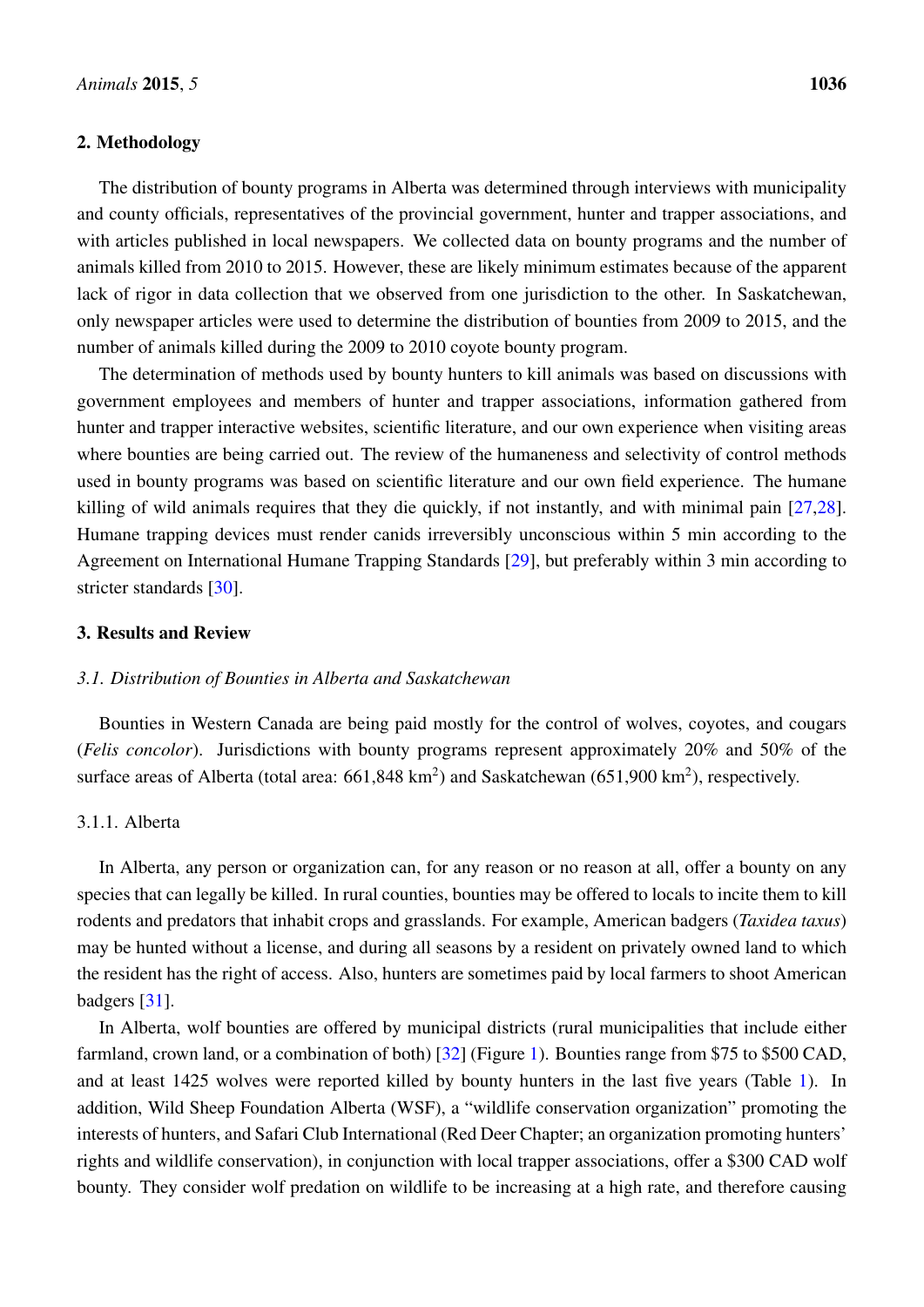## 2. Methodology

The distribution of bounty programs in Alberta was determined through interviews with municipality and county officials, representatives of the provincial government, hunter and trapper associations, and with articles published in local newspapers. We collected data on bounty programs and the number of animals killed from 2010 to 2015. However, these are likely minimum estimates because of the apparent lack of rigor in data collection that we observed from one jurisdiction to the other. In Saskatchewan, only newspaper articles were used to determine the distribution of bounties from 2009 to 2015, and the number of animals killed during the 2009 to 2010 coyote bounty program.

The determination of methods used by bounty hunters to kill animals was based on discussions with government employees and members of hunter and trapper associations, information gathered from hunter and trapper interactive websites, scientific literature, and our own experience when visiting areas where bounties are being carried out. The review of the humaneness and selectivity of control methods used in bounty programs was based on scientific literature and our own field experience. The humane killing of wild animals requires that they die quickly, if not instantly, and with minimal pain [27,28]. Humane trapping devices must render canids irreversibly unconscious within 5 min according to the Agreement on International Humane Trapping Standards [29], but preferably within 3 min according to stricter standards [30].

## 3. Results and Review

### *3.1. Distribution of Bounties in Alberta and Saskatchewan*

Bounties in Western Canada are being paid mostly for the control of wolves, coyotes, and cougars (*Felis concolor*). Jurisdictions with bounty programs represent approximately 20% and 50% of the surface areas of Alberta (total area: 661,848 km$^2$) and Saskatchewan (651,900 km$^2$), respectively.

#### 3.1.1. Alberta

In Alberta, any person or organization can, for any reason or no reason at all, offer a bounty on any species that can legally be killed. In rural counties, bounties may be offered to locals to incite them to kill rodents and predators that inhabit crops and grasslands. For example, American badgers (*Taxidea taxus*) may be hunted without a license, and during all seasons by a resident on privately owned land to which the resident has the right of access. Also, hunters are sometimes paid by local farmers to shoot American badgers [31].

In Alberta, wolf bounties are offered by municipal districts (rural municipalities that include either farmland, crown land, or a combination of both) [32] (Figure 1). Bounties range from $75 to $500 CAD, and at least 1425 wolves were reported killed by bounty hunters in the last five years (Table 1). In addition, Wild Sheep Foundation Alberta (WSF), a "wildlife conservation organization" promoting the interests of hunters, and Safari Club International (Red Deer Chapter; an organization promoting hunters' rights and wildlife conservation), in conjunction with local trapper associations, offer a $300 CAD wolf bounty. They consider wolf predation on wildlife to be increasing at a high rate, and therefore causing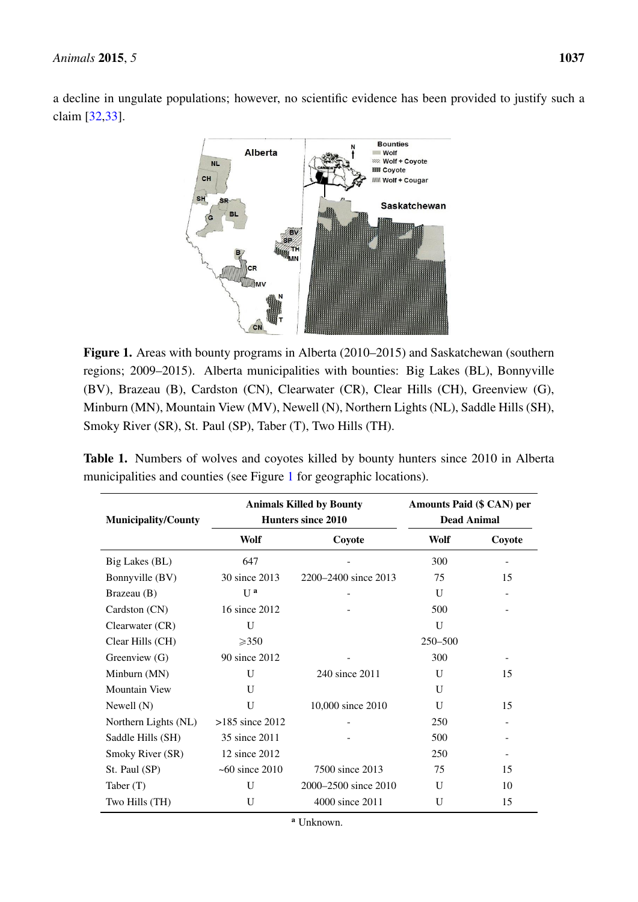a decline in ungulate populations; however, no scientific evidence has been provided to justify such a claim [32,33].

**Figure 1.** Areas with bounty programs in Alberta (2010–2015) and Saskatchewan (southern regions; 2009–2015). Alberta municipalities with bounties: Big Lakes (BL), Bonnyville (BV), Brazeau (B), Cardston (CN), Clearwater (CR), Clear Hills (CH), Greenview (G), Minburn (MN), Mountain View (MV), Newell (N), Northern Lights (NL), Saddle Hills (SH), Smoky River (SR), St. Paul (SP), Taber (T), Two Hills (TH).

**Table 1.** Numbers of wolves and coyotes killed by bounty hunters since 2010 in Alberta municipalities and counties (see Figure 1 for geographic locations).

| Municipality/County | Animals Killed by Bounty Hunters since 2010 | | Amounts Paid ($ CAN) per Dead Animal | |
|---|---|---|---|---|
| | Wolf | Coyote | Wolf | Coyote |
| Big Lakes (BL) | 647 | - | 300 | - |
| Bonnyville (BV) | 30 since 2013 | 2200–2400 since 2013 | 75 | 15 |
| Brazeau (B) | U [a] | - | U | - |
| Cardston (CN) | 16 since 2012 | - | 500 | - |
| Clearwater (CR) | U | | U | |
| Clear Hills (CH) | ⩾350 | | 250–500 | |
| Greenview (G) | 90 since 2012 | - | 300 | - |
| Minburn (MN) | U | 240 since 2011 | U | 15 |
| Mountain View | U | | U | |
| Newell (N) | U | 10,000 since 2010 | U | 15 |
| Northern Lights (NL) | >185 since 2012 | - | 250 | - |
| Saddle Hills (SH) | 35 since 2011 | - | 500 | - |
| Smoky River (SR) | 12 since 2012 | | 250 | - |
| St. Paul (SP) | ~60 since 2010 | 7500 since 2013 | 75 | 15 |
| Taber (T) | U | 2000–2500 since 2010 | U | 10 |
| Two Hills (TH) | U | 4000 since 2011 | U | 15 |

[a] Unknown.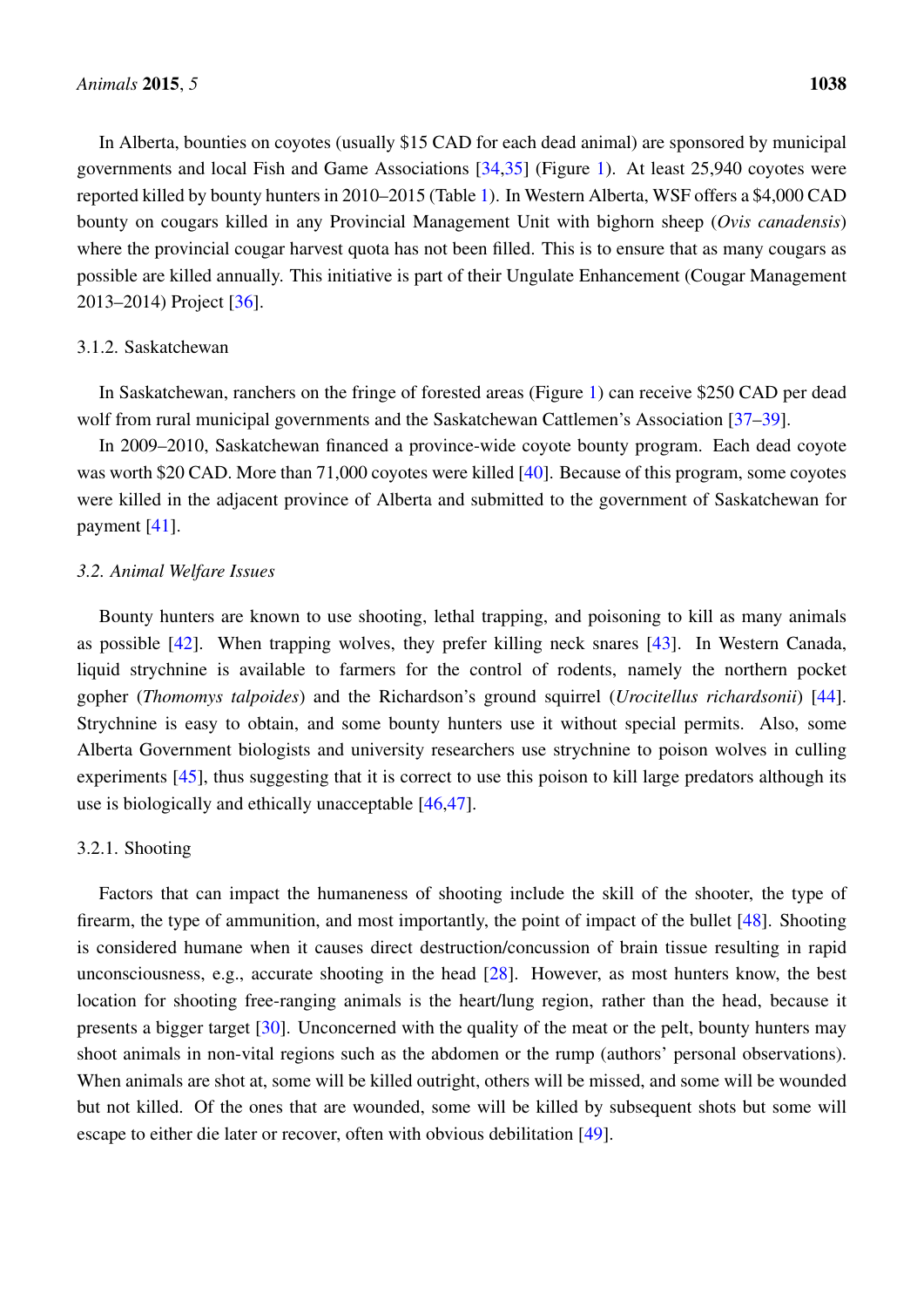In Alberta, bounties on coyotes (usually $15 CAD for each dead animal) are sponsored by municipal governments and local Fish and Game Associations [34,35] (Figure 1). At least 25,940 coyotes were reported killed by bounty hunters in 2010–2015 (Table 1). In Western Alberta, WSF offers a $4,000 CAD bounty on cougars killed in any Provincial Management Unit with bighorn sheep (*Ovis canadensis*) where the provincial cougar harvest quota has not been filled. This is to ensure that as many cougars as possible are killed annually. This initiative is part of their Ungulate Enhancement (Cougar Management 2013–2014) Project [36].

#### 3.1.2. Saskatchewan

In Saskatchewan, ranchers on the fringe of forested areas (Figure 1) can receive $250 CAD per dead wolf from rural municipal governments and the Saskatchewan Cattlemen's Association [37–39].

In 2009–2010, Saskatchewan financed a province-wide coyote bounty program. Each dead coyote was worth $20 CAD. More than 71,000 coyotes were killed [40]. Because of this program, some coyotes were killed in the adjacent province of Alberta and submitted to the government of Saskatchewan for payment [41].

### *3.2. Animal Welfare Issues*

Bounty hunters are known to use shooting, lethal trapping, and poisoning to kill as many animals as possible [42]. When trapping wolves, they prefer killing neck snares [43]. In Western Canada, liquid strychnine is available to farmers for the control of rodents, namely the northern pocket gopher (*Thomomys talpoides*) and the Richardson's ground squirrel (*Urocitellus richardsonii*) [44]. Strychnine is easy to obtain, and some bounty hunters use it without special permits. Also, some Alberta Government biologists and university researchers use strychnine to poison wolves in culling experiments [45], thus suggesting that it is correct to use this poison to kill large predators although its use is biologically and ethically unacceptable [46,47].

#### 3.2.1. Shooting

Factors that can impact the humaneness of shooting include the skill of the shooter, the type of firearm, the type of ammunition, and most importantly, the point of impact of the bullet [48]. Shooting is considered humane when it causes direct destruction/concussion of brain tissue resulting in rapid unconsciousness, e.g., accurate shooting in the head [28]. However, as most hunters know, the best location for shooting free-ranging animals is the heart/lung region, rather than the head, because it presents a bigger target [30]. Unconcerned with the quality of the meat or the pelt, bounty hunters may shoot animals in non-vital regions such as the abdomen or the rump (authors' personal observations). When animals are shot at, some will be killed outright, others will be missed, and some will be wounded but not killed. Of the ones that are wounded, some will be killed by subsequent shots but some will escape to either die later or recover, often with obvious debilitation [49].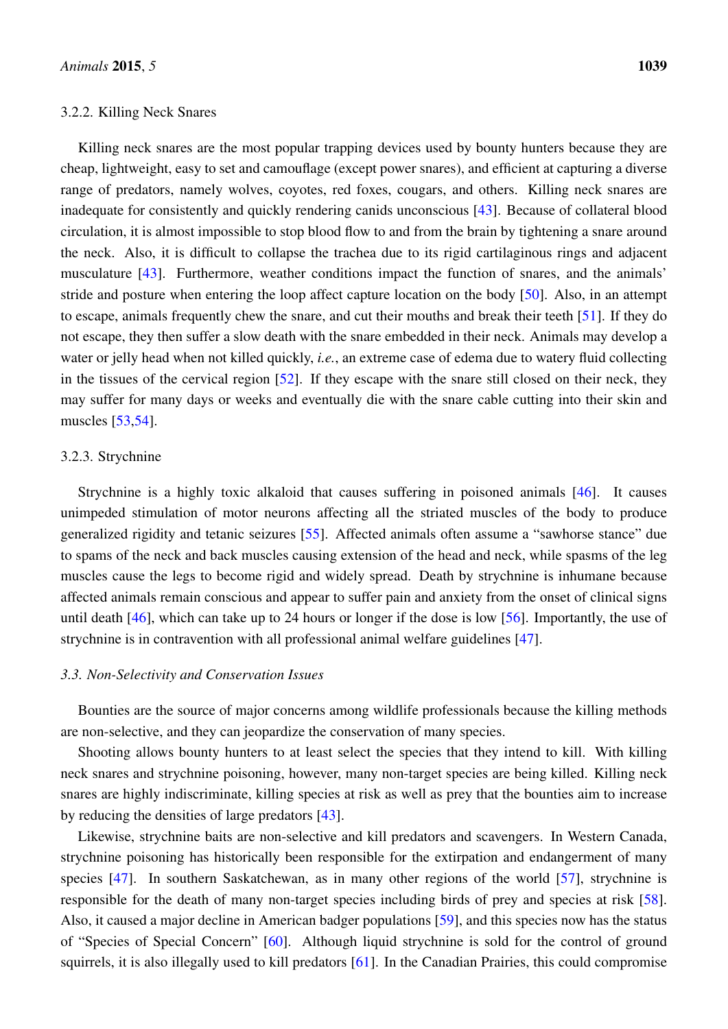#### 3.2.2. Killing Neck Snares

Killing neck snares are the most popular trapping devices used by bounty hunters because they are cheap, lightweight, easy to set and camouflage (except power snares), and efficient at capturing a diverse range of predators, namely wolves, coyotes, red foxes, cougars, and others. Killing neck snares are inadequate for consistently and quickly rendering canids unconscious [43]. Because of collateral blood circulation, it is almost impossible to stop blood flow to and from the brain by tightening a snare around the neck. Also, it is difficult to collapse the trachea due to its rigid cartilaginous rings and adjacent musculature [43]. Furthermore, weather conditions impact the function of snares, and the animals' stride and posture when entering the loop affect capture location on the body [50]. Also, in an attempt to escape, animals frequently chew the snare, and cut their mouths and break their teeth [51]. If they do not escape, they then suffer a slow death with the snare embedded in their neck. Animals may develop a water or jelly head when not killed quickly, *i.e.*, an extreme case of edema due to watery fluid collecting in the tissues of the cervical region [52]. If they escape with the snare still closed on their neck, they may suffer for many days or weeks and eventually die with the snare cable cutting into their skin and muscles [53,54].

#### 3.2.3. Strychnine

Strychnine is a highly toxic alkaloid that causes suffering in poisoned animals [46]. It causes unimpeded stimulation of motor neurons affecting all the striated muscles of the body to produce generalized rigidity and tetanic seizures [55]. Affected animals often assume a "sawhorse stance" due to spams of the neck and back muscles causing extension of the head and neck, while spasms of the leg muscles cause the legs to become rigid and widely spread. Death by strychnine is inhumane because affected animals remain conscious and appear to suffer pain and anxiety from the onset of clinical signs until death [46], which can take up to 24 hours or longer if the dose is low [56]. Importantly, the use of strychnine is in contravention with all professional animal welfare guidelines [47].

### *3.3. Non-Selectivity and Conservation Issues*

Bounties are the source of major concerns among wildlife professionals because the killing methods are non-selective, and they can jeopardize the conservation of many species.

Shooting allows bounty hunters to at least select the species that they intend to kill. With killing neck snares and strychnine poisoning, however, many non-target species are being killed. Killing neck snares are highly indiscriminate, killing species at risk as well as prey that the bounties aim to increase by reducing the densities of large predators [43].

Likewise, strychnine baits are non-selective and kill predators and scavengers. In Western Canada, strychnine poisoning has historically been responsible for the extirpation and endangerment of many species [47]. In southern Saskatchewan, as in many other regions of the world [57], strychnine is responsible for the death of many non-target species including birds of prey and species at risk [58]. Also, it caused a major decline in American badger populations [59], and this species now has the status of "Species of Special Concern" [60]. Although liquid strychnine is sold for the control of ground squirrels, it is also illegally used to kill predators [61]. In the Canadian Prairies, this could compromise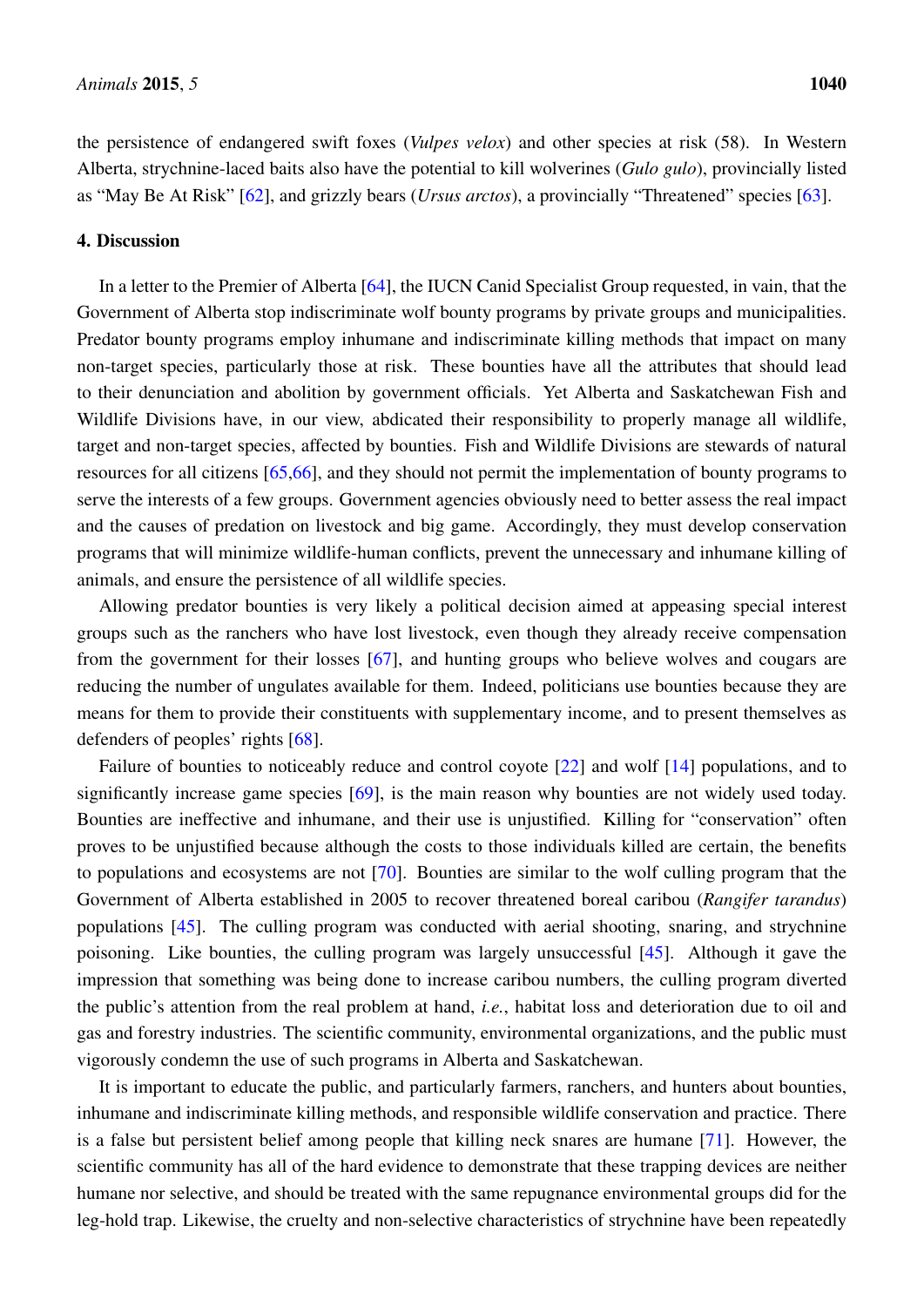the persistence of endangered swift foxes (*Vulpes velox*) and other species at risk (58). In Western Alberta, strychnine-laced baits also have the potential to kill wolverines (*Gulo gulo*), provincially listed as "May Be At Risk" [62], and grizzly bears (*Ursus arctos*), a provincially "Threatened" species [63].

## 4. Discussion

In a letter to the Premier of Alberta [64], the IUCN Canid Specialist Group requested, in vain, that the Government of Alberta stop indiscriminate wolf bounty programs by private groups and municipalities. Predator bounty programs employ inhumane and indiscriminate killing methods that impact on many non-target species, particularly those at risk. These bounties have all the attributes that should lead to their denunciation and abolition by government officials. Yet Alberta and Saskatchewan Fish and Wildlife Divisions have, in our view, abdicated their responsibility to properly manage all wildlife, target and non-target species, affected by bounties. Fish and Wildlife Divisions are stewards of natural resources for all citizens [65,66], and they should not permit the implementation of bounty programs to serve the interests of a few groups. Government agencies obviously need to better assess the real impact and the causes of predation on livestock and big game. Accordingly, they must develop conservation programs that will minimize wildlife-human conflicts, prevent the unnecessary and inhumane killing of animals, and ensure the persistence of all wildlife species.

Allowing predator bounties is very likely a political decision aimed at appeasing special interest groups such as the ranchers who have lost livestock, even though they already receive compensation from the government for their losses [67], and hunting groups who believe wolves and cougars are reducing the number of ungulates available for them. Indeed, politicians use bounties because they are means for them to provide their constituents with supplementary income, and to present themselves as defenders of peoples' rights [68].

Failure of bounties to noticeably reduce and control coyote [22] and wolf [14] populations, and to significantly increase game species [69], is the main reason why bounties are not widely used today. Bounties are ineffective and inhumane, and their use is unjustified. Killing for "conservation" often proves to be unjustified because although the costs to those individuals killed are certain, the benefits to populations and ecosystems are not [70]. Bounties are similar to the wolf culling program that the Government of Alberta established in 2005 to recover threatened boreal caribou (*Rangifer tarandus*) populations [45]. The culling program was conducted with aerial shooting, snaring, and strychnine poisoning. Like bounties, the culling program was largely unsuccessful [45]. Although it gave the impression that something was being done to increase caribou numbers, the culling program diverted the public's attention from the real problem at hand, *i.e.*, habitat loss and deterioration due to oil and gas and forestry industries. The scientific community, environmental organizations, and the public must vigorously condemn the use of such programs in Alberta and Saskatchewan.

It is important to educate the public, and particularly farmers, ranchers, and hunters about bounties, inhumane and indiscriminate killing methods, and responsible wildlife conservation and practice. There is a false but persistent belief among people that killing neck snares are humane [71]. However, the scientific community has all of the hard evidence to demonstrate that these trapping devices are neither humane nor selective, and should be treated with the same repugnance environmental groups did for the leg-hold trap. Likewise, the cruelty and non-selective characteristics of strychnine have been repeatedly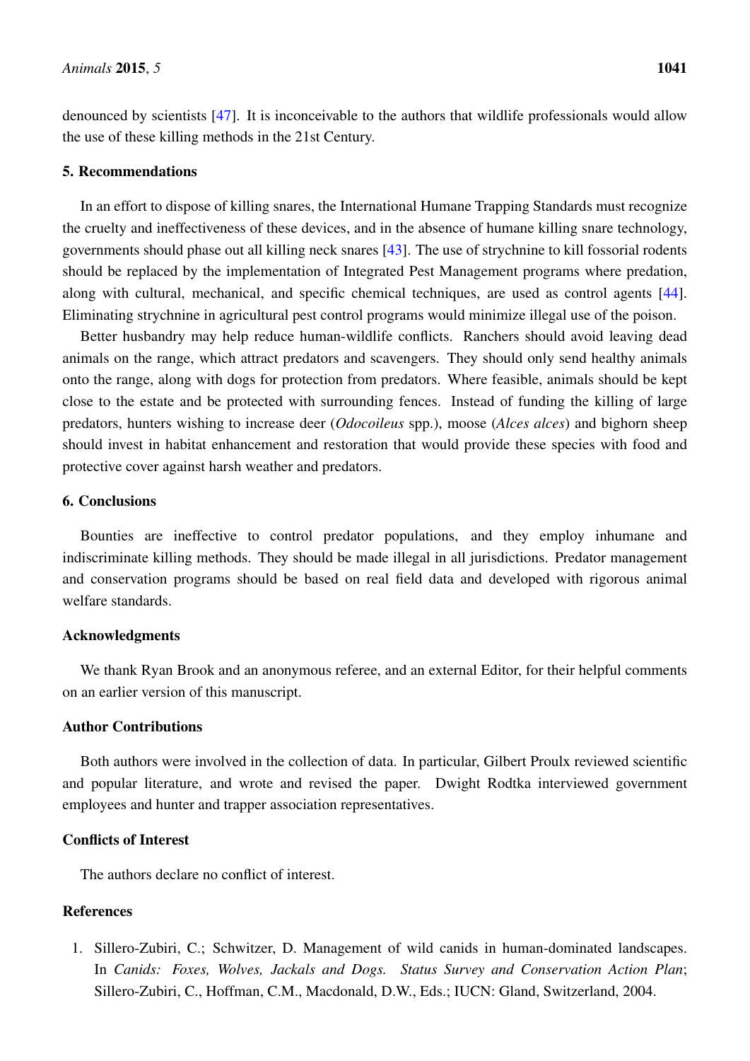denounced by scientists [47]. It is inconceivable to the authors that wildlife professionals would allow the use of these killing methods in the 21st Century.

## 5. Recommendations

In an effort to dispose of killing snares, the International Humane Trapping Standards must recognize the cruelty and ineffectiveness of these devices, and in the absence of humane killing snare technology, governments should phase out all killing neck snares [43]. The use of strychnine to kill fossorial rodents should be replaced by the implementation of Integrated Pest Management programs where predation, along with cultural, mechanical, and specific chemical techniques, are used as control agents [44]. Eliminating strychnine in agricultural pest control programs would minimize illegal use of the poison.

Better husbandry may help reduce human-wildlife conflicts. Ranchers should avoid leaving dead animals on the range, which attract predators and scavengers. They should only send healthy animals onto the range, along with dogs for protection from predators. Where feasible, animals should be kept close to the estate and be protected with surrounding fences. Instead of funding the killing of large predators, hunters wishing to increase deer (*Odocoileus* spp.), moose (*Alces alces*) and bighorn sheep should invest in habitat enhancement and restoration that would provide these species with food and protective cover against harsh weather and predators.

## 6. Conclusions

Bounties are ineffective to control predator populations, and they employ inhumane and indiscriminate killing methods. They should be made illegal in all jurisdictions. Predator management and conservation programs should be based on real field data and developed with rigorous animal welfare standards.

## Acknowledgments

We thank Ryan Brook and an anonymous referee, and an external Editor, for their helpful comments on an earlier version of this manuscript.

## Author Contributions

Both authors were involved in the collection of data. In particular, Gilbert Proulx reviewed scientific and popular literature, and wrote and revised the paper. Dwight Rodtka interviewed government employees and hunter and trapper association representatives.

## Conflicts of Interest

The authors declare no conflict of interest.

## References

1. Sillero-Zubiri, C.; Schwitzer, D. Management of wild canids in human-dominated landscapes. In *Canids: Foxes, Wolves, Jackals and Dogs. Status Survey and Conservation Action Plan*; Sillero-Zubiri, C., Hoffman, C.M., Macdonald, D.W., Eds.; IUCN: Gland, Switzerland, 2004.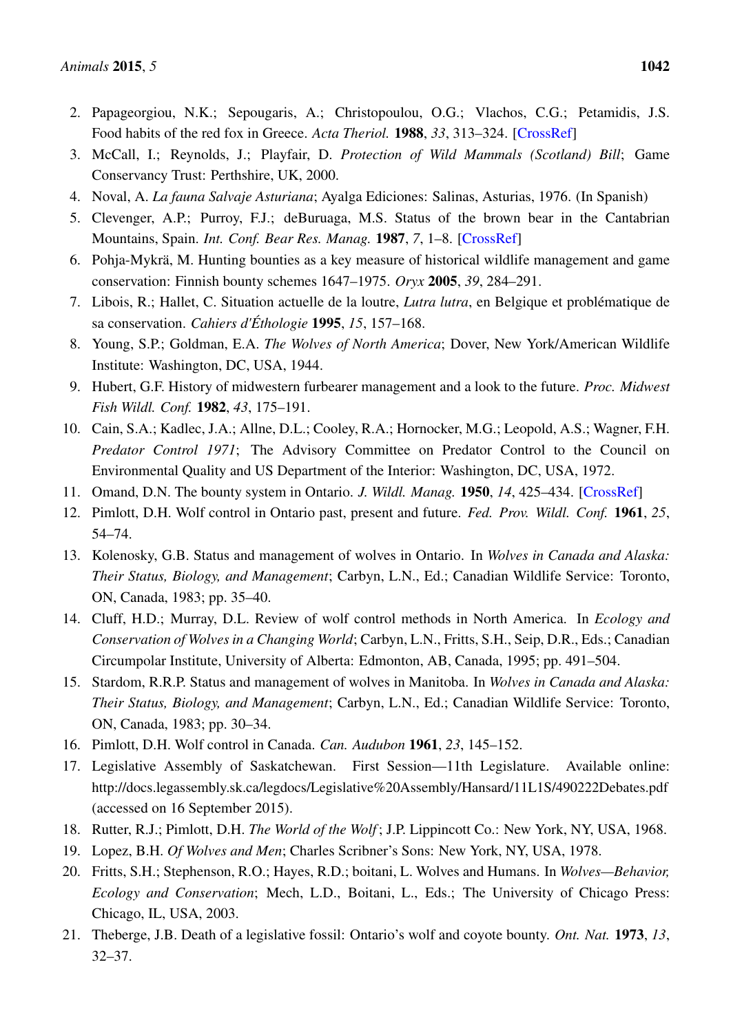2. Papageorgiou, N.K.; Sepougaris, A.; Christopoulou, O.G.; Vlachos, C.G.; Petamidis, J.S. Food habits of the red fox in Greece. *Acta Theriol.* **1988**, *33*, 313–324. [CrossRef]
3. McCall, I.; Reynolds, J.; Playfair, D. *Protection of Wild Mammals (Scotland) Bill*; Game Conservancy Trust: Perthshire, UK, 2000.
4. Noval, A. *La fauna Salvaje Asturiana*; Ayalga Ediciones: Salinas, Asturias, 1976. (In Spanish)
5. Clevenger, A.P.; Purroy, F.J.; deBuruaga, M.S. Status of the brown bear in the Cantabrian Mountains, Spain. *Int. Conf. Bear Res. Manag.* **1987**, *7*, 1–8. [CrossRef]
6. Pohja-Mykrä, M. Hunting bounties as a key measure of historical wildlife management and game conservation: Finnish bounty schemes 1647–1975. *Oryx* **2005**, *39*, 284–291.
7. Libois, R.; Hallet, C. Situation actuelle de la loutre, *Lutra lutra*, en Belgique et problématique de sa conservation. *Cahiers d'Éthologie* **1995**, *15*, 157–168.
8. Young, S.P.; Goldman, E.A. *The Wolves of North America*; Dover, New York/American Wildlife Institute: Washington, DC, USA, 1944.
9. Hubert, G.F. History of midwestern furbearer management and a look to the future. *Proc. Midwest Fish Wildl. Conf.* **1982**, *43*, 175–191.
10. Cain, S.A.; Kadlec, J.A.; Allne, D.L.; Cooley, R.A.; Hornocker, M.G.; Leopold, A.S.; Wagner, F.H. *Predator Control 1971*; The Advisory Committee on Predator Control to the Council on Environmental Quality and US Department of the Interior: Washington, DC, USA, 1972.
11. Omand, D.N. The bounty system in Ontario. *J. Wildl. Manag.* **1950**, *14*, 425–434. [CrossRef]
12. Pimlott, D.H. Wolf control in Ontario past, present and future. *Fed. Prov. Wildl. Conf.* **1961**, *25*, 54–74.
13. Kolenosky, G.B. Status and management of wolves in Ontario. In *Wolves in Canada and Alaska: Their Status, Biology, and Management*; Carbyn, L.N., Ed.; Canadian Wildlife Service: Toronto, ON, Canada, 1983; pp. 35–40.
14. Cluff, H.D.; Murray, D.L. Review of wolf control methods in North America. In *Ecology and Conservation of Wolves in a Changing World*; Carbyn, L.N., Fritts, S.H., Seip, D.R., Eds.; Canadian Circumpolar Institute, University of Alberta: Edmonton, AB, Canada, 1995; pp. 491–504.
15. Stardom, R.R.P. Status and management of wolves in Manitoba. In *Wolves in Canada and Alaska: Their Status, Biology, and Management*; Carbyn, L.N., Ed.; Canadian Wildlife Service: Toronto, ON, Canada, 1983; pp. 30–34.
16. Pimlott, D.H. Wolf control in Canada. *Can. Audubon* **1961**, *23*, 145–152.
17. Legislative Assembly of Saskatchewan. First Session—11th Legislature. Available online: http://docs.legassembly.sk.ca/legdocs/Legislative%20Assembly/Hansard/11L1S/490222Debates.pdf (accessed on 16 September 2015).
18. Rutter, R.J.; Pimlott, D.H. *The World of the Wolf*; J.P. Lippincott Co.: New York, NY, USA, 1968.
19. Lopez, B.H. *Of Wolves and Men*; Charles Scribner's Sons: New York, NY, USA, 1978.
20. Fritts, S.H.; Stephenson, R.O.; Hayes, R.D.; boitani, L. Wolves and Humans. In *Wolves—Behavior, Ecology and Conservation*; Mech, L.D., Boitani, L., Eds.; The University of Chicago Press: Chicago, IL, USA, 2003.
21. Theberge, J.B. Death of a legislative fossil: Ontario's wolf and coyote bounty. *Ont. Nat.* **1973**, *13*, 32–37.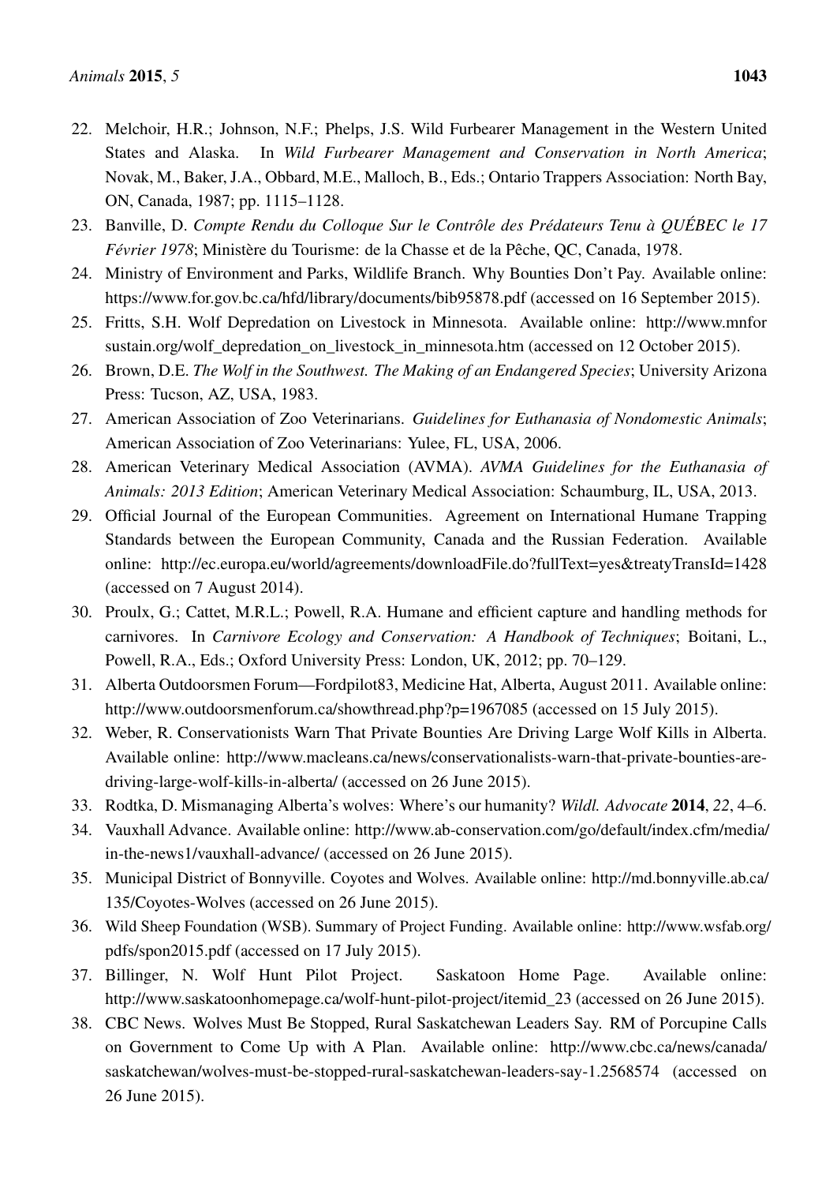22. Melchoir, H.R.; Johnson, N.F.; Phelps, J.S. Wild Furbearer Management in the Western United States and Alaska. In *Wild Furbearer Management and Conservation in North America*; Novak, M., Baker, J.A., Obbard, M.E., Malloch, B., Eds.; Ontario Trappers Association: North Bay, ON, Canada, 1987; pp. 1115–1128.
23. Banville, D. *Compte Rendu du Colloque Sur le Contrôle des Prédateurs Tenu à QUÉBEC le 17 Février 1978*; Ministère du Tourisme: de la Chasse et de la Pêche, QC, Canada, 1978.
24. Ministry of Environment and Parks, Wildlife Branch. Why Bounties Don't Pay. Available online: https://www.for.gov.bc.ca/hfd/library/documents/bib95878.pdf (accessed on 16 September 2015).
25. Fritts, S.H. Wolf Depredation on Livestock in Minnesota. Available online: http://www.mnforsustain.org/wolf_depredation_on_livestock_in_minnesota.htm (accessed on 12 October 2015).
26. Brown, D.E. *The Wolf in the Southwest. The Making of an Endangered Species*; University Arizona Press: Tucson, AZ, USA, 1983.
27. American Association of Zoo Veterinarians. *Guidelines for Euthanasia of Nondomestic Animals*; American Association of Zoo Veterinarians: Yulee, FL, USA, 2006.
28. American Veterinary Medical Association (AVMA). *AVMA Guidelines for the Euthanasia of Animals: 2013 Edition*; American Veterinary Medical Association: Schaumburg, IL, USA, 2013.
29. Official Journal of the European Communities. Agreement on International Humane Trapping Standards between the European Community, Canada and the Russian Federation. Available online: http://ec.europa.eu/world/agreements/downloadFile.do?fullText=yes&treatyTransId=1428 (accessed on 7 August 2014).
30. Proulx, G.; Cattet, M.R.L.; Powell, R.A. Humane and efficient capture and handling methods for carnivores. In *Carnivore Ecology and Conservation: A Handbook of Techniques*; Boitani, L., Powell, R.A., Eds.; Oxford University Press: London, UK, 2012; pp. 70–129.
31. Alberta Outdoorsmen Forum—Fordpilot83, Medicine Hat, Alberta, August 2011. Available online: http://www.outdoorsmenforum.ca/showthread.php?p=1967085 (accessed on 15 July 2015).
32. Weber, R. Conservationists Warn That Private Bounties Are Driving Large Wolf Kills in Alberta. Available online: http://www.macleans.ca/news/conservationalists-warn-that-private-bounties-are-driving-large-wolf-kills-in-alberta/ (accessed on 26 June 2015).
33. Rodtka, D. Mismanaging Alberta's wolves: Where's our humanity? *Wildl. Advocate* **2014**, *22*, 4–6.
34. Vauxhall Advance. Available online: http://www.ab-conservation.com/go/default/index.cfm/media/in-the-news1/vauxhall-advance/ (accessed on 26 June 2015).
35. Municipal District of Bonnyville. Coyotes and Wolves. Available online: http://md.bonnyville.ab.ca/135/Coyotes-Wolves (accessed on 26 June 2015).
36. Wild Sheep Foundation (WSB). Summary of Project Funding. Available online: http://www.wsfab.org/pdfs/spon2015.pdf (accessed on 17 July 2015).
37. Billinger, N. Wolf Hunt Pilot Project. Saskatoon Home Page. Available online: http://www.saskatoonhomepage.ca/wolf-hunt-pilot-project/itemid_23 (accessed on 26 June 2015).
38. CBC News. Wolves Must Be Stopped, Rural Saskatchewan Leaders Say. RM of Porcupine Calls on Government to Come Up with A Plan. Available online: http://www.cbc.ca/news/canada/saskatchewan/wolves-must-be-stopped-rural-saskatchewan-leaders-say-1.2568574 (accessed on 26 June 2015).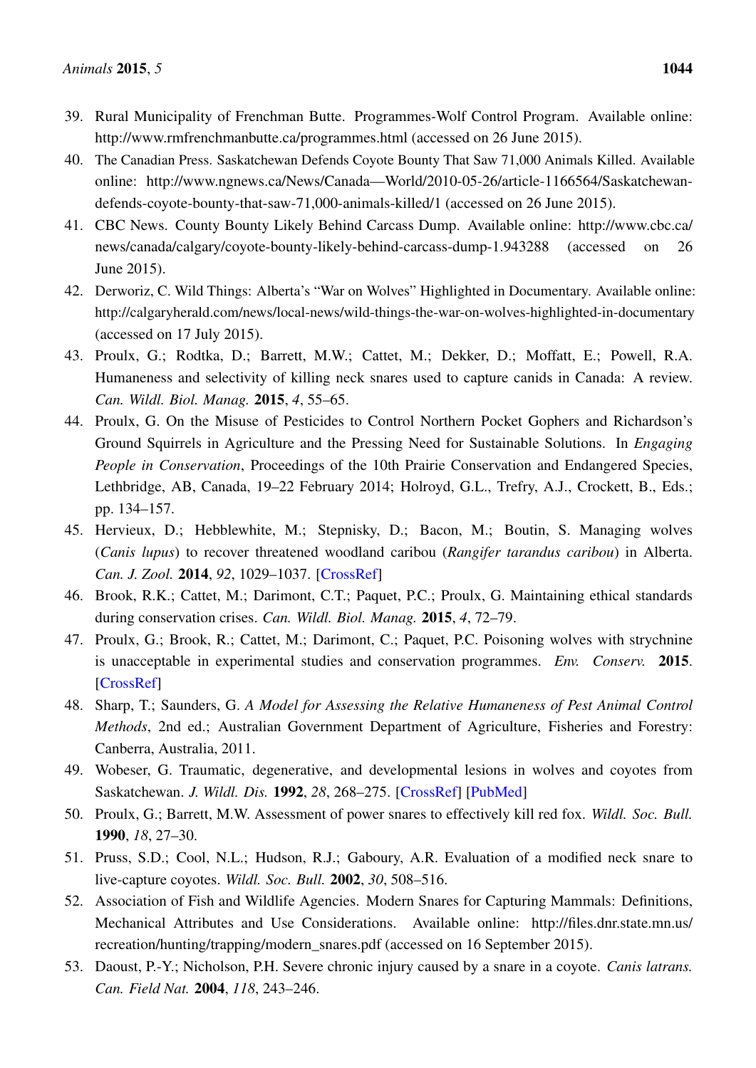39. Rural Municipality of Frenchman Butte. Programmes-Wolf Control Program. Available online: http://www.rmfrenchmanbutte.ca/programmes.html (accessed on 26 June 2015).
40. The Canadian Press. Saskatchewan Defends Coyote Bounty That Saw 71,000 Animals Killed. Available online: http://www.ngnews.ca/News/Canada—World/2010-05-26/article-1166564/Saskatchewan-defends-coyote-bounty-that-saw-71,000-animals-killed/1 (accessed on 26 June 2015).
41. CBC News. County Bounty Likely Behind Carcass Dump. Available online: http://www.cbc.ca/news/canada/calgary/coyote-bounty-likely-behind-carcass-dump-1.943288 (accessed on 26 June 2015).
42. Derworiz, C. Wild Things: Alberta's "War on Wolves" Highlighted in Documentary. Available online: http://calgaryherald.com/news/local-news/wild-things-the-war-on-wolves-highlighted-in-documentary (accessed on 17 July 2015).
43. Proulx, G.; Rodtka, D.; Barrett, M.W.; Cattet, M.; Dekker, D.; Moffatt, E.; Powell, R.A. Humaneness and selectivity of killing neck snares used to capture canids in Canada: A review. *Can. Wildl. Biol. Manag.* **2015**, *4*, 55–65.
44. Proulx, G. On the Misuse of Pesticides to Control Northern Pocket Gophers and Richardson's Ground Squirrels in Agriculture and the Pressing Need for Sustainable Solutions. In *Engaging People in Conservation*, Proceedings of the 10th Prairie Conservation and Endangered Species, Lethbridge, AB, Canada, 19–22 February 2014; Holroyd, G.L., Trefry, A.J., Crockett, B., Eds.; pp. 134–157.
45. Hervieux, D.; Hebblewhite, M.; Stepnisky, D.; Bacon, M.; Boutin, S. Managing wolves (*Canis lupus*) to recover threatened woodland caribou (*Rangifer tarandus caribou*) in Alberta. *Can. J. Zool.* **2014**, *92*, 1029–1037. [CrossRef]
46. Brook, R.K.; Cattet, M.; Darimont, C.T.; Paquet, P.C.; Proulx, G. Maintaining ethical standards during conservation crises. *Can. Wildl. Biol. Manag.* **2015**, *4*, 72–79.
47. Proulx, G.; Brook, R.; Cattet, M.; Darimont, C.; Paquet, P.C. Poisoning wolves with strychnine is unacceptable in experimental studies and conservation programmes. *Env. Conserv.* **2015**. [CrossRef]
48. Sharp, T.; Saunders, G. *A Model for Assessing the Relative Humaneness of Pest Animal Control Methods*, 2nd ed.; Australian Government Department of Agriculture, Fisheries and Forestry: Canberra, Australia, 2011.
49. Wobeser, G. Traumatic, degenerative, and developmental lesions in wolves and coyotes from Saskatchewan. *J. Wildl. Dis.* **1992**, *28*, 268–275. [CrossRef] [PubMed]
50. Proulx, G.; Barrett, M.W. Assessment of power snares to effectively kill red fox. *Wildl. Soc. Bull.* **1990**, *18*, 27–30.
51. Pruss, S.D.; Cool, N.L.; Hudson, R.J.; Gaboury, A.R. Evaluation of a modified neck snare to live-capture coyotes. *Wildl. Soc. Bull.* **2002**, *30*, 508–516.
52. Association of Fish and Wildlife Agencies. Modern Snares for Capturing Mammals: Definitions, Mechanical Attributes and Use Considerations. Available online: http://files.dnr.state.mn.us/recreation/hunting/trapping/modern_snares.pdf (accessed on 16 September 2015).
53. Daoust, P.-Y.; Nicholson, P.H. Severe chronic injury caused by a snare in a coyote. *Canis latrans. Can. Field Nat.* **2004**, *118*, 243–246.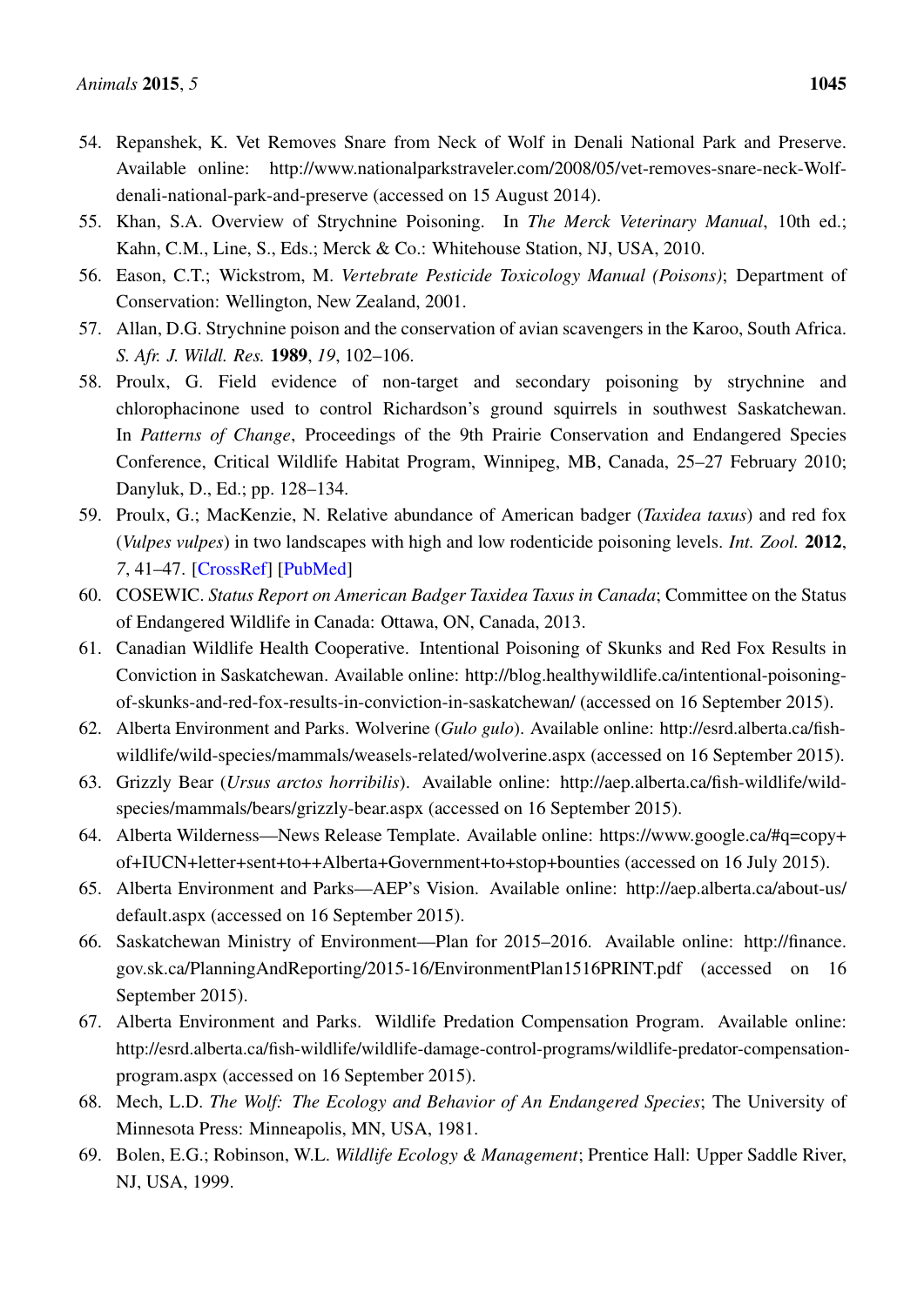54. Repanshek, K. Vet Removes Snare from Neck of Wolf in Denali National Park and Preserve. Available online: http://www.nationalparkstraveler.com/2008/05/vet-removes-snare-neck-Wolf-denali-national-park-and-preserve (accessed on 15 August 2014).
55. Khan, S.A. Overview of Strychnine Poisoning. In *The Merck Veterinary Manual*, 10th ed.; Kahn, C.M., Line, S., Eds.; Merck & Co.: Whitehouse Station, NJ, USA, 2010.
56. Eason, C.T.; Wickstrom, M. *Vertebrate Pesticide Toxicology Manual (Poisons)*; Department of Conservation: Wellington, New Zealand, 2001.
57. Allan, D.G. Strychnine poison and the conservation of avian scavengers in the Karoo, South Africa. *S. Afr. J. Wildl. Res.* **1989**, *19*, 102–106.
58. Proulx, G. Field evidence of non-target and secondary poisoning by strychnine and chlorophacinone used to control Richardson's ground squirrels in southwest Saskatchewan. In *Patterns of Change*, Proceedings of the 9th Prairie Conservation and Endangered Species Conference, Critical Wildlife Habitat Program, Winnipeg, MB, Canada, 25–27 February 2010; Danyluk, D., Ed.; pp. 128–134.
59. Proulx, G.; MacKenzie, N. Relative abundance of American badger (*Taxidea taxus*) and red fox (*Vulpes vulpes*) in two landscapes with high and low rodenticide poisoning levels. *Int. Zool.* **2012**, *7*, 41–47. [CrossRef] [PubMed]
60. COSEWIC. *Status Report on American Badger Taxidea Taxus in Canada*; Committee on the Status of Endangered Wildlife in Canada: Ottawa, ON, Canada, 2013.
61. Canadian Wildlife Health Cooperative. Intentional Poisoning of Skunks and Red Fox Results in Conviction in Saskatchewan. Available online: http://blog.healthywildlife.ca/intentional-poisoning-of-skunks-and-red-fox-results-in-conviction-in-saskatchewan/ (accessed on 16 September 2015).
62. Alberta Environment and Parks. Wolverine (*Gulo gulo*). Available online: http://esrd.alberta.ca/fish-wildlife/wild-species/mammals/weasels-related/wolverine.aspx (accessed on 16 September 2015).
63. Grizzly Bear (*Ursus arctos horribilis*). Available online: http://aep.alberta.ca/fish-wildlife/wild-species/mammals/bears/grizzly-bear.aspx (accessed on 16 September 2015).
64. Alberta Wilderness—News Release Template. Available online: https://www.google.ca/#q=copy+of+IUCN+letter+sent+to++Alberta+Government+to+stop+bounties (accessed on 16 July 2015).
65. Alberta Environment and Parks—AEP's Vision. Available online: http://aep.alberta.ca/about-us/default.aspx (accessed on 16 September 2015).
66. Saskatchewan Ministry of Environment—Plan for 2015–2016. Available online: http://finance.gov.sk.ca/PlanningAndReporting/2015-16/EnvironmentPlan1516PRINT.pdf (accessed on 16 September 2015).
67. Alberta Environment and Parks. Wildlife Predation Compensation Program. Available online: http://esrd.alberta.ca/fish-wildlife/wildlife-damage-control-programs/wildlife-predator-compensation-program.aspx (accessed on 16 September 2015).
68. Mech, L.D. *The Wolf: The Ecology and Behavior of An Endangered Species*; The University of Minnesota Press: Minneapolis, MN, USA, 1981.
69. Bolen, E.G.; Robinson, W.L. *Wildlife Ecology & Management*; Prentice Hall: Upper Saddle River, NJ, USA, 1999.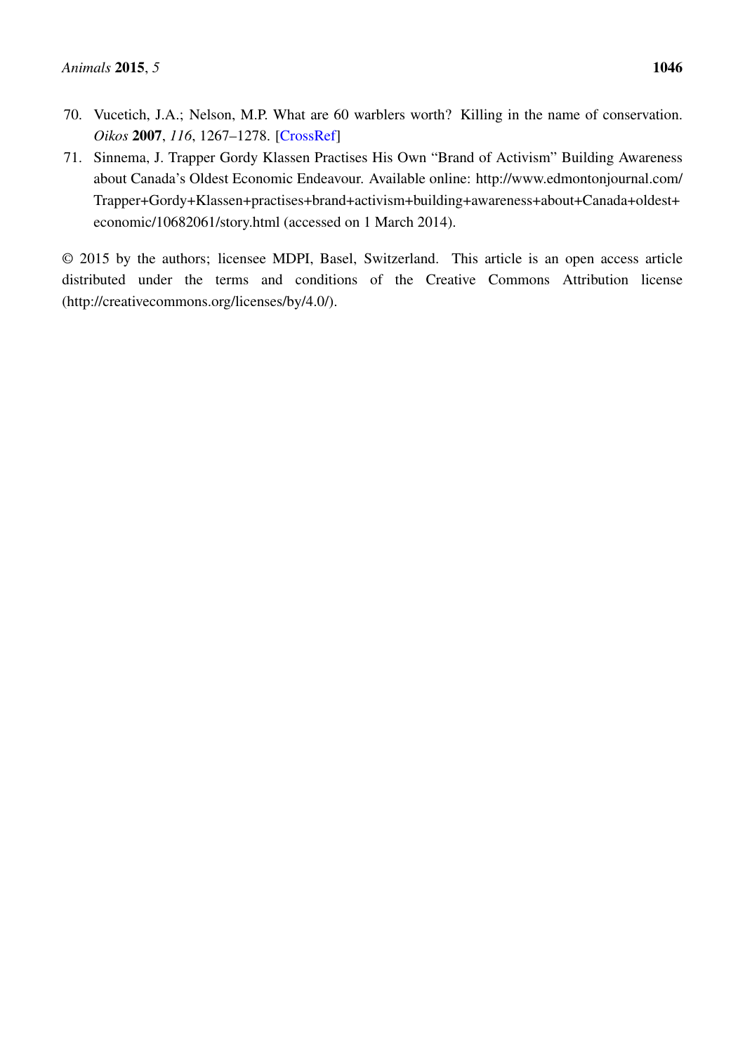70. Vucetich, J.A.; Nelson, M.P. What are 60 warblers worth? Killing in the name of conservation. *Oikos* **2007**, *116*, 1267–1278. [CrossRef]
71. Sinnema, J. Trapper Gordy Klassen Practises His Own "Brand of Activism" Building Awareness about Canada's Oldest Economic Endeavour. Available online: http://www.edmontonjournal.com/Trapper+Gordy+Klassen+practises+brand+activism+building+awareness+about+Canada+oldest+economic/10682061/story.html (accessed on 1 March 2014).

© 2015 by the authors; licensee MDPI, Basel, Switzerland. This article is an open access article distributed under the terms and conditions of the Creative Commons Attribution license (http://creativecommons.org/licenses/by/4.0/).